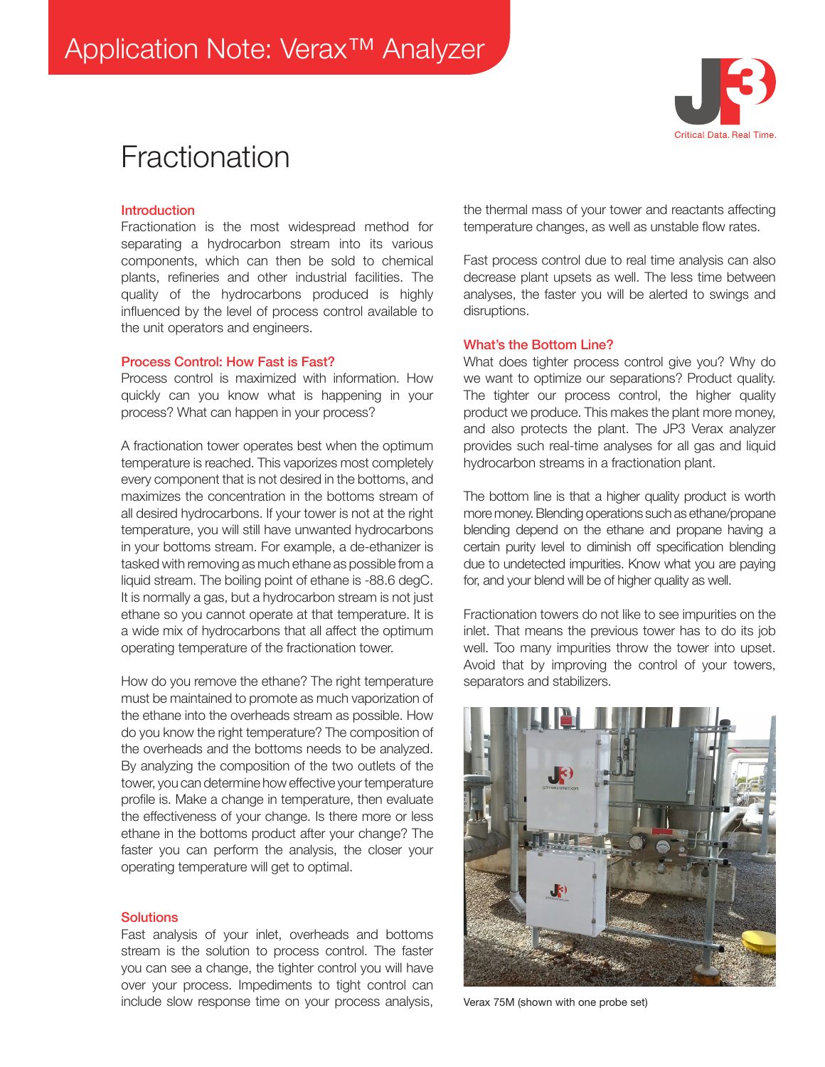# Application Note: Verax™ Analyzer

# Fractionation

## Introduction

Fractionation is the most widespread method for separating a hydrocarbon stream into its various components, which can then be sold to chemical plants, refineries and other industrial facilities. The quality of the hydrocarbons produced is highly influenced by the level of process control available to the unit operators and engineers.

## Process Control: How Fast is Fast?

Process control is maximized with information. How quickly can you know what is happening in your process? What can happen in your process?

A fractionation tower operates best when the optimum temperature is reached. This vaporizes most completely every component that is not desired in the bottoms, and maximizes the concentration in the bottoms stream of all desired hydrocarbons. If your tower is not at the right temperature, you will still have unwanted hydrocarbons in your bottoms stream. For example, a de-ethanizer is tasked with removing as much ethane as possible from a liquid stream. The boiling point of ethane is -88.6 degC. It is normally a gas, but a hydrocarbon stream is not just ethane so you cannot operate at that temperature. It is a wide mix of hydrocarbons that all affect the optimum operating temperature of the fractionation tower.

How do you remove the ethane? The right temperature must be maintained to promote as much vaporization of the ethane into the overheads stream as possible. How do you know the right temperature? The composition of the overheads and the bottoms needs to be analyzed. By analyzing the composition of the two outlets of the tower, you can determine how effective your temperature profile is. Make a change in temperature, then evaluate the effectiveness of your change. Is there more or less ethane in the bottoms product after your change? The faster you can perform the analysis, the closer your operating temperature will get to optimal.

## Solutions

Fast analysis of your inlet, overheads and bottoms stream is the solution to process control. The faster you can see a change, the tighter control you will have over your process. Impediments to tight control can include slow response time on your process analysis, the thermal mass of your tower and reactants affecting temperature changes, as well as unstable flow rates.

Fast process control due to real time analysis can also decrease plant upsets as well. The less time between analyses, the faster you will be alerted to swings and disruptions.

## What's the Bottom Line?

What does tighter process control give you? Why do we want to optimize our separations? Product quality. The tighter our process control, the higher quality product we produce. This makes the plant more money, and also protects the plant. The JP3 Verax analyzer provides such real-time analyses for all gas and liquid hydrocarbon streams in a fractionation plant.

The bottom line is that a higher quality product is worth more money. Blending operations such as ethane/propane blending depend on the ethane and propane having a certain purity level to diminish off specification blending due to undetected impurities. Know what you are paying for, and your blend will be of higher quality as well.

Fractionation towers do not like to see impurities on the inlet. That means the previous tower has to do its job well. Too many impurities throw the tower into upset. Avoid that by improving the control of your towers, separators and stabilizers.

Verax 75M (shown with one probe set)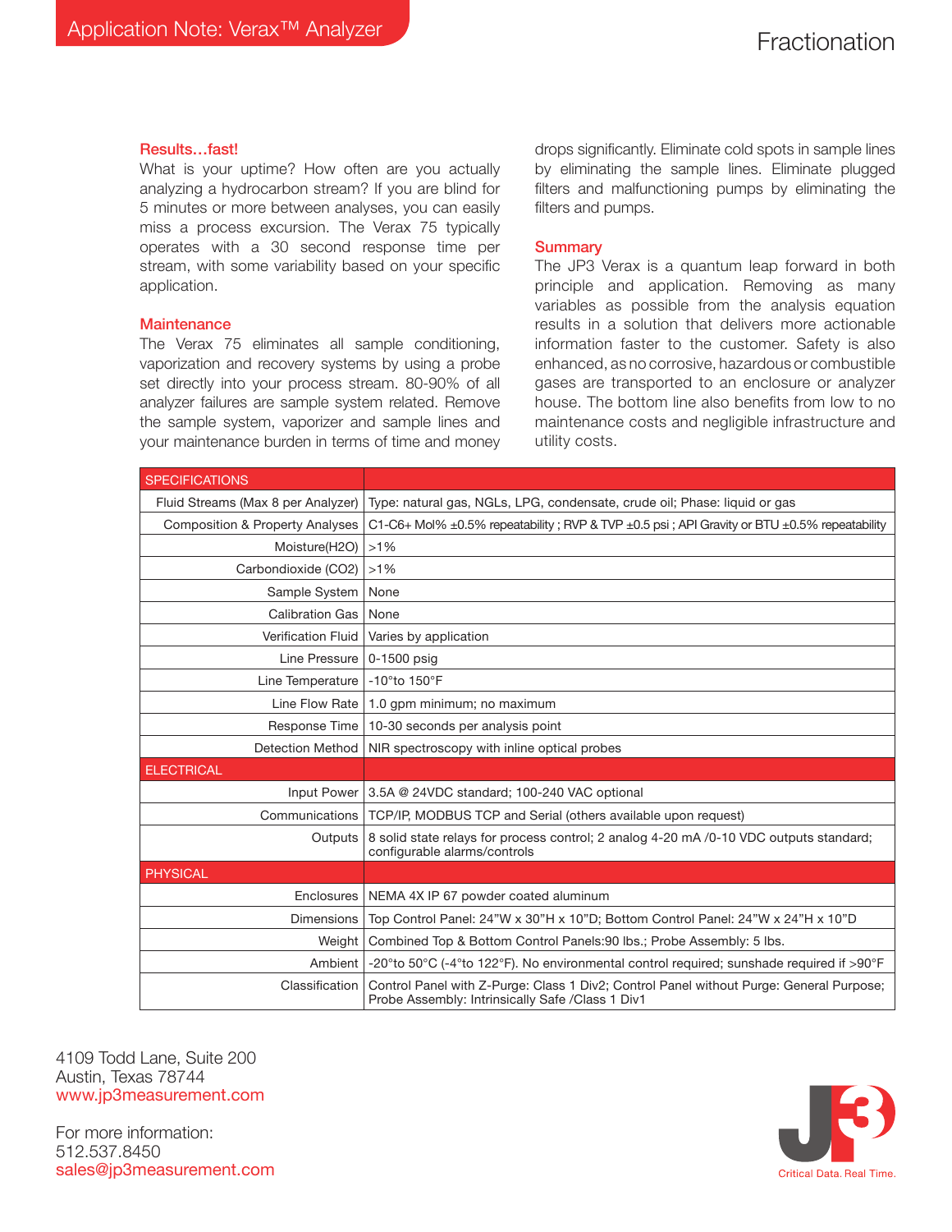### Results…fast!

What is your uptime? How often are you actually analyzing a hydrocarbon stream? If you are blind for 5 minutes or more between analyses, you can easily miss a process excursion. The Verax 75 typically operates with a 30 second response time per stream, with some variability based on your specific application.

### Maintenance

The Verax 75 eliminates all sample conditioning, vaporization and recovery systems by using a probe set directly into your process stream. 80-90% of all analyzer failures are sample system related. Remove the sample system, vaporizer and sample lines and your maintenance burden in terms of time and money drops significantly. Eliminate cold spots in sample lines by eliminating the sample lines. Eliminate plugged filters and malfunctioning pumps by eliminating the filters and pumps.

### Summary

The JP3 Verax is a quantum leap forward in both principle and application. Removing as many variables as possible from the analysis equation results in a solution that delivers more actionable information faster to the customer. Safety is also enhanced, as no corrosive, hazardous or combustible gases are transported to an enclosure or analyzer house. The bottom line also benefits from low to no maintenance costs and negligible infrastructure and utility costs.

| SPECIFICATIONS | |
|---|---|
| Fluid Streams (Max 8 per Analyzer) | Type: natural gas, NGLs, LPG, condensate, crude oil; Phase: liquid or gas |
| Composition & Property Analyses | C1-C6+ Mol% ±0.5% repeatability ; RVP & TVP ±0.5 psi ; API Gravity or BTU ±0.5% repeatability |
| Moisture(H2O) | >1% |
| Carbondioxide (CO2) | >1% |
| Sample System | None |
| Calibration Gas | None |
| Verification Fluid | Varies by application |
| Line Pressure | 0-1500 psig |
| Line Temperature | -10°to 150°F |
| Line Flow Rate | 1.0 gpm minimum; no maximum |
| Response Time | 10-30 seconds per analysis point |
| Detection Method | NIR spectroscopy with inline optical probes |
| **ELECTRICAL** | |
| Input Power | 3.5A @ 24VDC standard; 100-240 VAC optional |
| Communications | TCP/IP, MODBUS TCP and Serial (others available upon request) |
| Outputs | 8 solid state relays for process control; 2 analog 4-20 mA /0-10 VDC outputs standard; configurable alarms/controls |
| **PHYSICAL** | |
| Enclosures | NEMA 4X IP 67 powder coated aluminum |
| Dimensions | Top Control Panel: 24"W x 30"H x 10"D; Bottom Control Panel: 24"W x 24"H x 10"D |
| Weight | Combined Top & Bottom Control Panels:90 lbs.; Probe Assembly: 5 lbs. |
| Ambient | -20°to 50°C (-4°to 122°F). No environmental control required; sunshade required if >90°F |
| Classification | Control Panel with Z-Purge: Class 1 Div2; Control Panel without Purge: General Purpose; Probe Assembly: Intrinsically Safe /Class 1 Div1 |

4109 Todd Lane, Suite 200
Austin, Texas 78744
www.jp3measurement.com

For more information:
512.537.8450
sales@jp3measurement.com

Critical Data. Real Time.